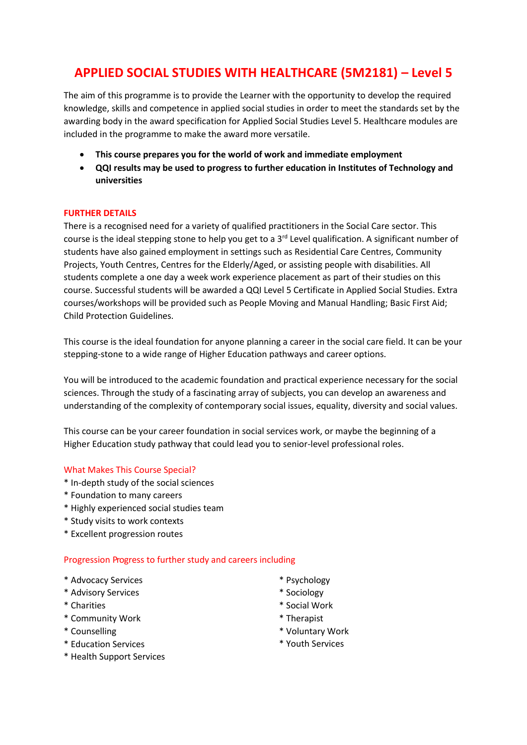# APPLIED SOCIAL STUDIES WITH HEALTHCARE (5M2181) – Level 5

The aim of this programme is to provide the Learner with the opportunity to develop the required knowledge, skills and competence in applied social studies in order to meet the standards set by the awarding body in the award specification for Applied Social Studies Level 5. Healthcare modules are included in the programme to make the award more versatile.

- **This course prepares you for the world of work and immediate employment**
- **QQI results may be used to progress to further education in Institutes of Technology and universities**

## FURTHER DETAILS

There is a recognised need for a variety of qualified practitioners in the Social Care sector. This course is the ideal stepping stone to help you get to a 3rd Level qualification. A significant number of students have also gained employment in settings such as Residential Care Centres, Community Projects, Youth Centres, Centres for the Elderly/Aged, or assisting people with disabilities. All students complete a one day a week work experience placement as part of their studies on this course. Successful students will be awarded a QQI Level 5 Certificate in Applied Social Studies. Extra courses/workshops will be provided such as People Moving and Manual Handling; Basic First Aid; Child Protection Guidelines.

This course is the ideal foundation for anyone planning a career in the social care field. It can be your stepping-stone to a wide range of Higher Education pathways and career options.

You will be introduced to the academic foundation and practical experience necessary for the social sciences. Through the study of a fascinating array of subjects, you can develop an awareness and understanding of the complexity of contemporary social issues, equality, diversity and social values.

This course can be your career foundation in social services work, or maybe the beginning of a Higher Education study pathway that could lead you to senior-level professional roles.

### What Makes This Course Special?

* In-depth study of the social sciences
* Foundation to many careers
* Highly experienced social studies team
* Study visits to work contexts
* Excellent progression routes

### Progression Progress to further study and careers including

* Advocacy Services
* Advisory Services
* Charities
* Community Work
* Counselling
* Education Services
* Health Support Services
* Psychology
* Sociology
* Social Work
* Therapist
* Voluntary Work
* Youth Services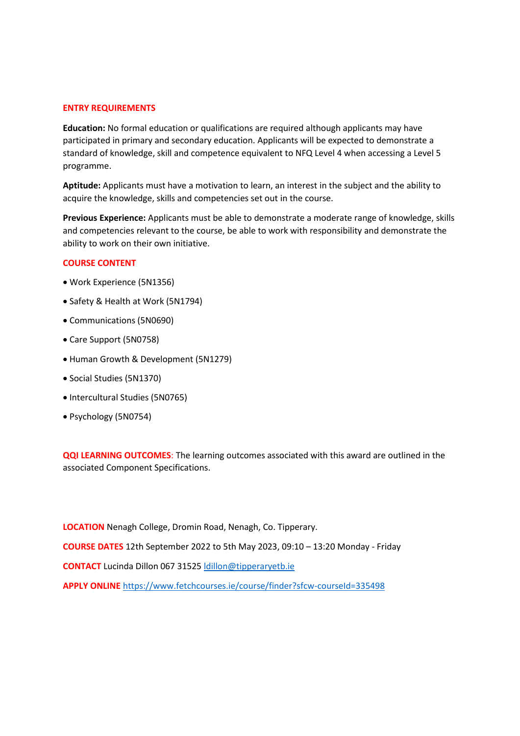## ENTRY REQUIREMENTS

**Education:** No formal education or qualifications are required although applicants may have participated in primary and secondary education. Applicants will be expected to demonstrate a standard of knowledge, skill and competence equivalent to NFQ Level 4 when accessing a Level 5 programme.

**Aptitude:** Applicants must have a motivation to learn, an interest in the subject and the ability to acquire the knowledge, skills and competencies set out in the course.

**Previous Experience:** Applicants must be able to demonstrate a moderate range of knowledge, skills and competencies relevant to the course, be able to work with responsibility and demonstrate the ability to work on their own initiative.

## COURSE CONTENT

- Work Experience (5N1356)
- Safety & Health at Work (5N1794)
- Communications (5N0690)
- Care Support (5N0758)
- Human Growth & Development (5N1279)
- Social Studies (5N1370)
- Intercultural Studies (5N0765)
- Psychology (5N0754)

**QQI LEARNING OUTCOMES**: The learning outcomes associated with this award are outlined in the associated Component Specifications.

**LOCATION** Nenagh College, Dromin Road, Nenagh, Co. Tipperary.

**COURSE DATES** 12th September 2022 to 5th May 2023, 09:10 – 13:20 Monday - Friday

**CONTACT** Lucinda Dillon 067 31525 ldillon@tipperaryetb.ie

**APPLY ONLINE** https://www.fetchcourses.ie/course/finder?sfcw-courseId=335498